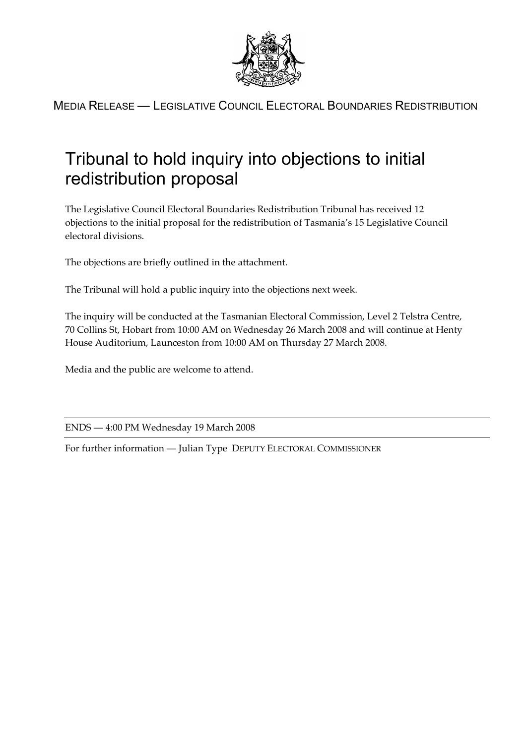MEDIA RELEASE — LEGISLATIVE COUNCIL ELECTORAL BOUNDARIES REDISTRIBUTION

# Tribunal to hold inquiry into objections to initial redistribution proposal

The Legislative Council Electoral Boundaries Redistribution Tribunal has received 12 objections to the initial proposal for the redistribution of Tasmania's 15 Legislative Council electoral divisions.

The objections are briefly outlined in the attachment.

The Tribunal will hold a public inquiry into the objections next week.

The inquiry will be conducted at the Tasmanian Electoral Commission, Level 2 Telstra Centre, 70 Collins St, Hobart from 10:00 AM on Wednesday 26 March 2008 and will continue at Henty House Auditorium, Launceston from 10:00 AM on Thursday 27 March 2008.

Media and the public are welcome to attend.

---

ENDS — 4:00 PM Wednesday 19 March 2008

---

For further information — Julian Type DEPUTY ELECTORAL COMMISSIONER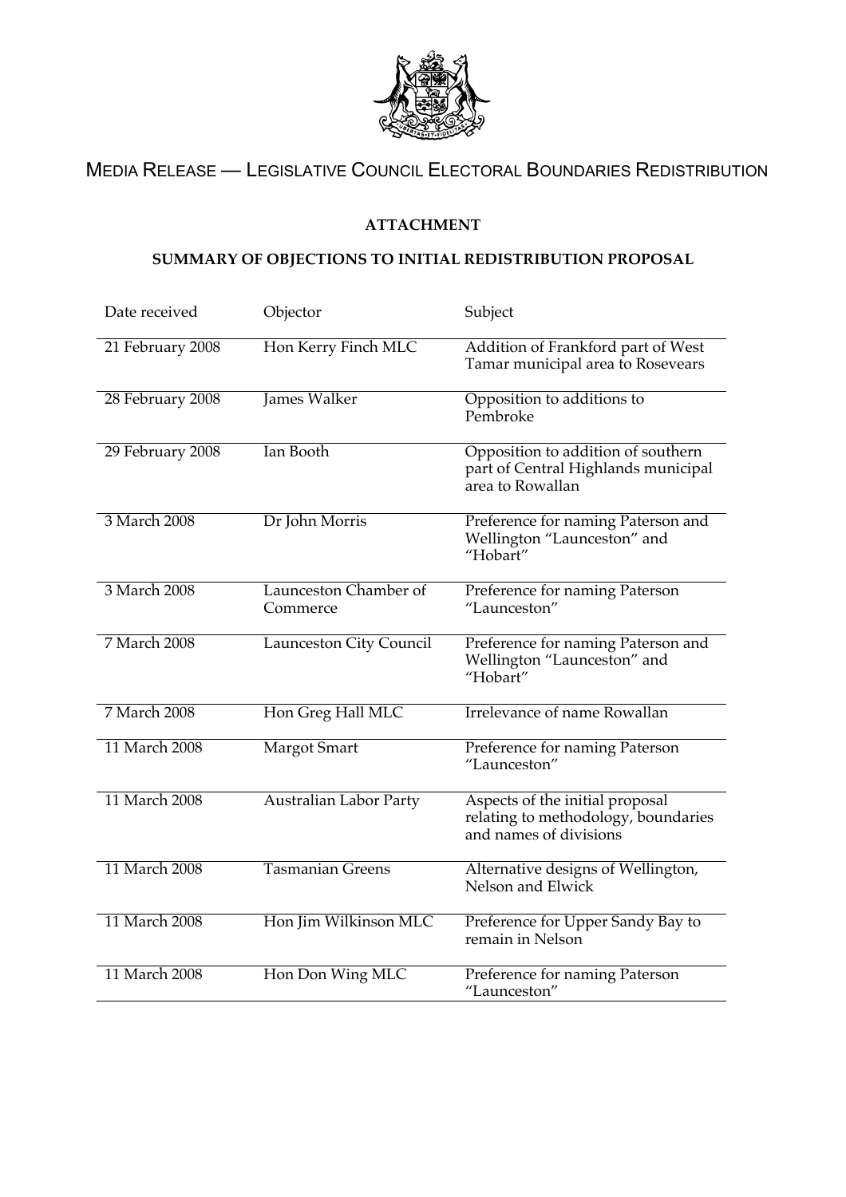# MEDIA RELEASE — LEGISLATIVE COUNCIL ELECTORAL BOUNDARIES REDISTRIBUTION

**ATTACHMENT**

**SUMMARY OF OBJECTIONS TO INITIAL REDISTRIBUTION PROPOSAL**

| Date received | Objector | Subject |
|---|---|---|
| 21 February 2008 | Hon Kerry Finch MLC | Addition of Frankford part of West Tamar municipal area to Rosevears |
| 28 February 2008 | James Walker | Opposition to additions to Pembroke |
| 29 February 2008 | Ian Booth | Opposition to addition of southern part of Central Highlands municipal area to Rowallan |
| 3 March 2008 | Dr John Morris | Preference for naming Paterson and Wellington "Launceston" and "Hobart" |
| 3 March 2008 | Launceston Chamber of Commerce | Preference for naming Paterson "Launceston" |
| 7 March 2008 | Launceston City Council | Preference for naming Paterson and Wellington "Launceston" and "Hobart" |
| 7 March 2008 | Hon Greg Hall MLC | Irrelevance of name Rowallan |
| 11 March 2008 | Margot Smart | Preference for naming Paterson "Launceston" |
| 11 March 2008 | Australian Labor Party | Aspects of the initial proposal relating to methodology, boundaries and names of divisions |
| 11 March 2008 | Tasmanian Greens | Alternative designs of Wellington, Nelson and Elwick |
| 11 March 2008 | Hon Jim Wilkinson MLC | Preference for Upper Sandy Bay to remain in Nelson |
| 11 March 2008 | Hon Don Wing MLC | Preference for naming Paterson "Launceston" |